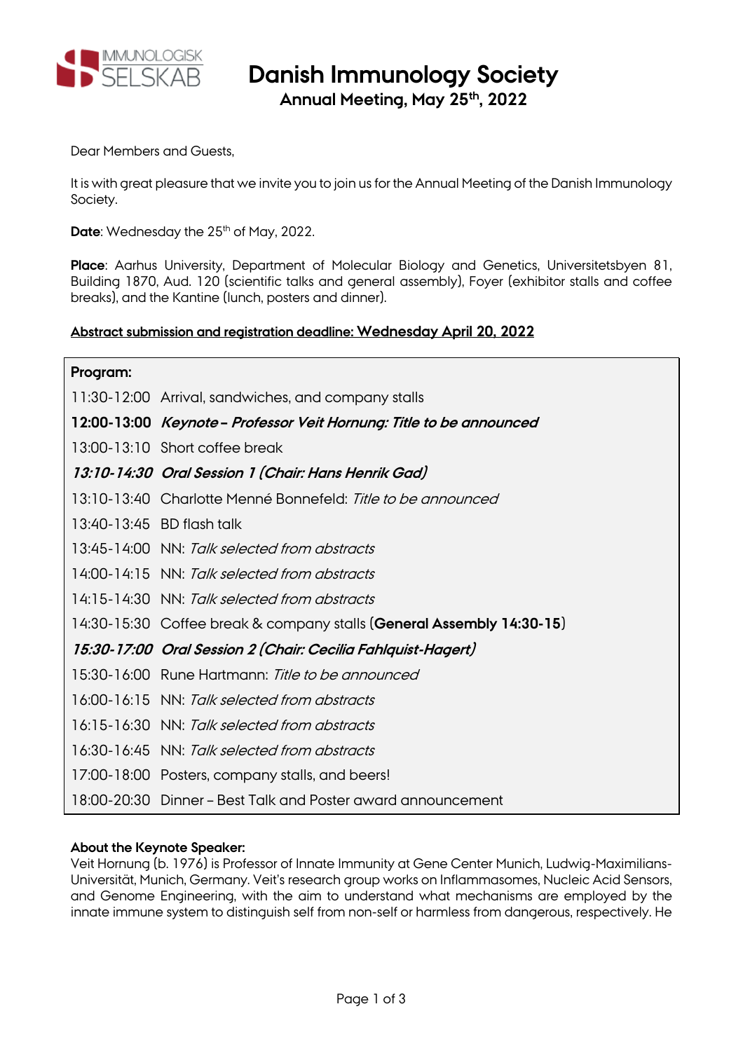IMMUNOLOGISK SELSKAB

# Danish Immunology Society

## Annual Meeting, May 25th, 2022

Dear Members and Guests,

It is with great pleasure that we invite you to join us for the Annual Meeting of the Danish Immunology Society.

**Date**: Wednesday the 25th of May, 2022.

**Place**: Aarhus University, Department of Molecular Biology and Genetics, Universitetsbyen 81, Building 1870, Aud. 120 (scientific talks and general assembly), Foyer (exhibitor stalls and coffee breaks), and the Kantine (lunch, posters and dinner).

**Abstract submission and registration deadline: Wednesday April 20, 2022**

| **Program:** | |
|---|---|
| 11:30-12:00 | Arrival, sandwiches, and company stalls |
| **12:00-13:00** | ***Keynote – Professor Veit Hornung: Title to be announced*** |
| 13:00-13:10 | Short coffee break |
| ***13:10-14:30*** | ***Oral Session 1 (Chair: Hans Henrik Gad)*** |
| 13:10-13:40 | Charlotte Menné Bonnefeld: *Title to be announced* |
| 13:40-13:45 | BD flash talk |
| 13:45-14:00 | NN: *Talk selected from abstracts* |
| 14:00-14:15 | NN: *Talk selected from abstracts* |
| 14:15-14:30 | NN: *Talk selected from abstracts* |
| 14:30-15:30 | Coffee break & company stalls (**General Assembly 14:30-15**) |
| ***15:30-17:00*** | ***Oral Session 2 (Chair: Cecilia Fahlquist-Hagert)*** |
| 15:30-16:00 | Rune Hartmann: *Title to be announced* |
| 16:00-16:15 | NN: *Talk selected from abstracts* |
| 16:15-16:30 | NN: *Talk selected from abstracts* |
| 16:30-16:45 | NN: *Talk selected from abstracts* |
| 17:00-18:00 | Posters, company stalls, and beers! |
| 18:00-20:30 | Dinner – Best Talk and Poster award announcement |

**About the Keynote Speaker:**

Veit Hornung (b. 1976) is Professor of Innate Immunity at Gene Center Munich, Ludwig-Maximilians-Universität, Munich, Germany. Veit's research group works on Inflammasomes, Nucleic Acid Sensors, and Genome Engineering, with the aim to understand what mechanisms are employed by the innate immune system to distinguish self from non-self or harmless from dangerous, respectively. He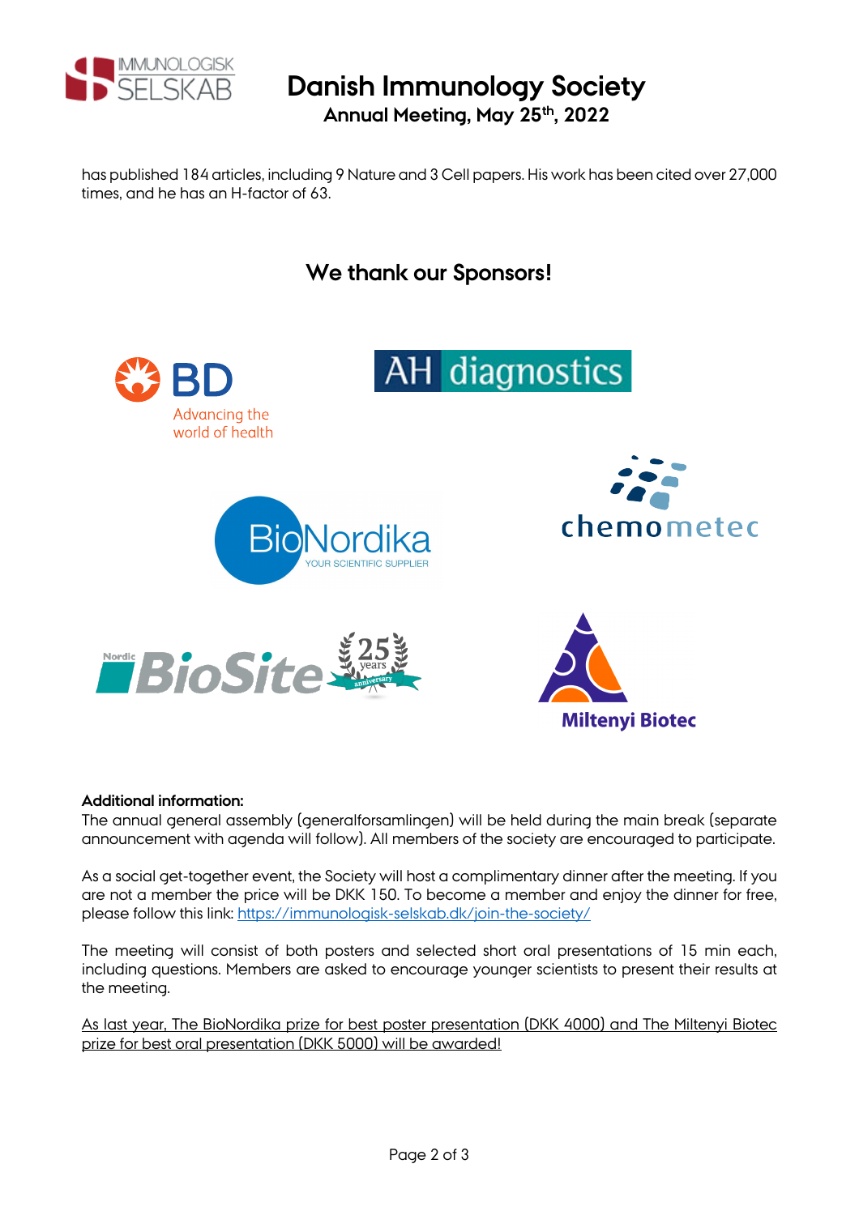has published 184 articles, including 9 Nature and 3 Cell papers. His work has been cited over 27,000 times, and he has an H-factor of 63.

## We thank our Sponsors!

**Additional information:**
The annual general assembly (generalforsamlingen) will be held during the main break (separate announcement with agenda will follow). All members of the society are encouraged to participate.

As a social get-together event, the Society will host a complimentary dinner after the meeting. If you are not a member the price will be DKK 150. To become a member and enjoy the dinner for free, please follow this link: https://immunologisk-selskab.dk/join-the-society/

The meeting will consist of both posters and selected short oral presentations of 15 min each, including questions. Members are asked to encourage younger scientists to present their results at the meeting.

As last year, The BioNordika prize for best poster presentation (DKK 4000) and The Miltenyi Biotec prize for best oral presentation (DKK 5000) will be awarded!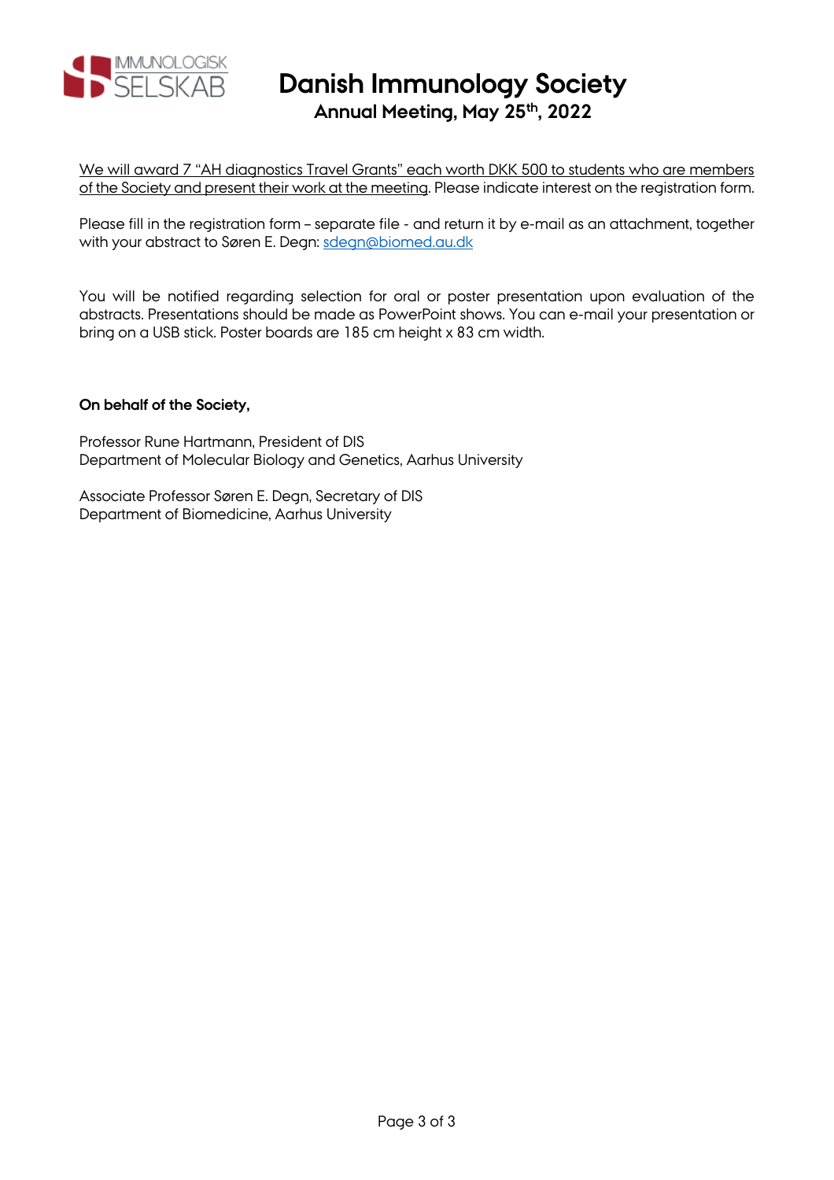We will award 7 “AH diagnostics Travel Grants” each worth DKK 500 to students who are members of the Society and present their work at the meeting. Please indicate interest on the registration form.

Please fill in the registration form – separate file - and return it by e-mail as an attachment, together with your abstract to Søren E. Degn: sdegn@biomed.au.dk

You will be notified regarding selection for oral or poster presentation upon evaluation of the abstracts. Presentations should be made as PowerPoint shows. You can e-mail your presentation or bring on a USB stick. Poster boards are 185 cm height x 83 cm width.

**On behalf of the Society,**

Professor Rune Hartmann, President of DIS
Department of Molecular Biology and Genetics, Aarhus University

Associate Professor Søren E. Degn, Secretary of DIS
Department of Biomedicine, Aarhus University